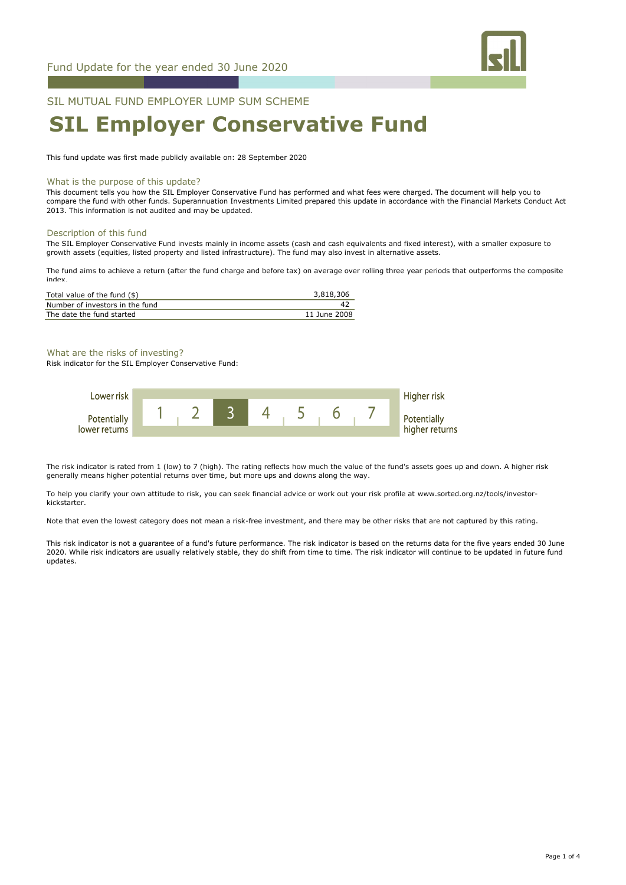Fund Update for the year ended 30 June 2020

SIL MUTUAL FUND EMPLOYER LUMP SUM SCHEME

# SIL Employer Conservative Fund

This fund update was first made publicly available on: 28 September 2020

## What is the purpose of this update?

This document tells you how the SIL Employer Conservative Fund has performed and what fees were charged. The document will help you to compare the fund with other funds. Superannuation Investments Limited prepared this update in accordance with the Financial Markets Conduct Act 2013. This information is not audited and may be updated.

## Description of this fund

The SIL Employer Conservative Fund invests mainly in income assets (cash and cash equivalents and fixed interest), with a smaller exposure to growth assets (equities, listed property and listed infrastructure). The fund may also invest in alternative assets.

The fund aims to achieve a return (after the fund charge and before tax) on average over rolling three year periods that outperforms the composite index.

| | |
|---|---|
| Total value of the fund ($) | 3,818,306 |
| Number of investors in the fund | 42 |
| The date the fund started | 11 June 2008 |

## What are the risks of investing?

Risk indicator for the SIL Employer Conservative Fund:

| Lower risk / Potentially lower returns | 1 | 2 | **3** | 4 | 5 | 6 | 7 | Higher risk / Potentially higher returns |
|---|---|---|---|---|---|---|---|---|

The risk indicator is rated from 1 (low) to 7 (high). The rating reflects how much the value of the fund's assets goes up and down. A higher risk generally means higher potential returns over time, but more ups and downs along the way.

To help you clarify your own attitude to risk, you can seek financial advice or work out your risk profile at www.sorted.org.nz/tools/investor-kickstarter.

Note that even the lowest category does not mean a risk-free investment, and there may be other risks that are not captured by this rating.

This risk indicator is not a guarantee of a fund's future performance. The risk indicator is based on the returns data for the five years ended 30 June 2020. While risk indicators are usually relatively stable, they do shift from time to time. The risk indicator will continue to be updated in future fund updates.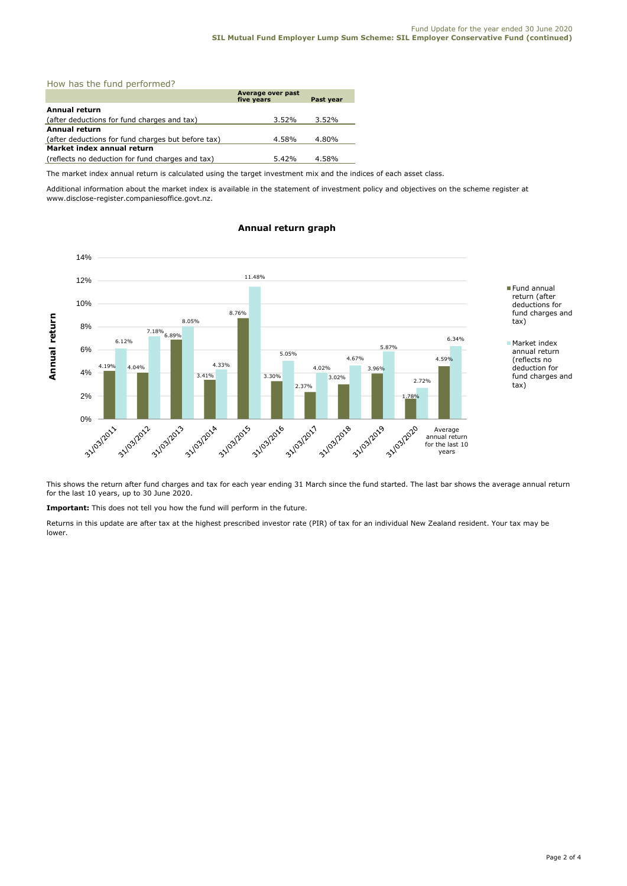## How has the fund performed?

| | Average over past five years | Past year |
|---|---|---|
| **Annual return** | | |
| (after deductions for fund charges and tax) | 3.52% | 3.52% |
| **Annual return** | | |
| (after deductions for fund charges but before tax) | 4.58% | 4.80% |
| **Market index annual return** | | |
| (reflects no deduction for fund charges and tax) | 5.42% | 4.58% |

The market index annual return is calculated using the target investment mix and the indices of each asset class.

Additional information about the market index is available in the statement of investment policy and objectives on the scheme register at www.disclose-register.companiesoffice.govt.nz.

### Annual return graph

| | Fund annual return (after deductions for fund charges and tax) | Market index annual return (reflects no deduction for fund charges and tax) |
|---|---|---|
| 31/03/2011 | 4.19% | 6.12% |
| 31/03/2012 | 4.04% | 7.18% |
| 31/03/2013 | 6.89% | 8.05% |
| 31/03/2014 | 3.41% | 4.33% |
| 31/03/2015 | 8.76% | 11.48% |
| 31/03/2016 | 3.30% | 5.05% |
| 31/03/2017 | 2.37% | 4.02% |
| 31/03/2018 | 3.02% | 4.67% |
| 31/03/2019 | 3.96% | 5.87% |
| 31/03/2020 | 1.78% | 2.72% |
| Average annual return for the last 10 years | 4.59% | 6.34% |

This shows the return after fund charges and tax for each year ending 31 March since the fund started. The last bar shows the average annual return for the last 10 years, up to 30 June 2020.

**Important:** This does not tell you how the fund will perform in the future.

Returns in this update are after tax at the highest prescribed investor rate (PIR) of tax for an individual New Zealand resident. Your tax may be lower.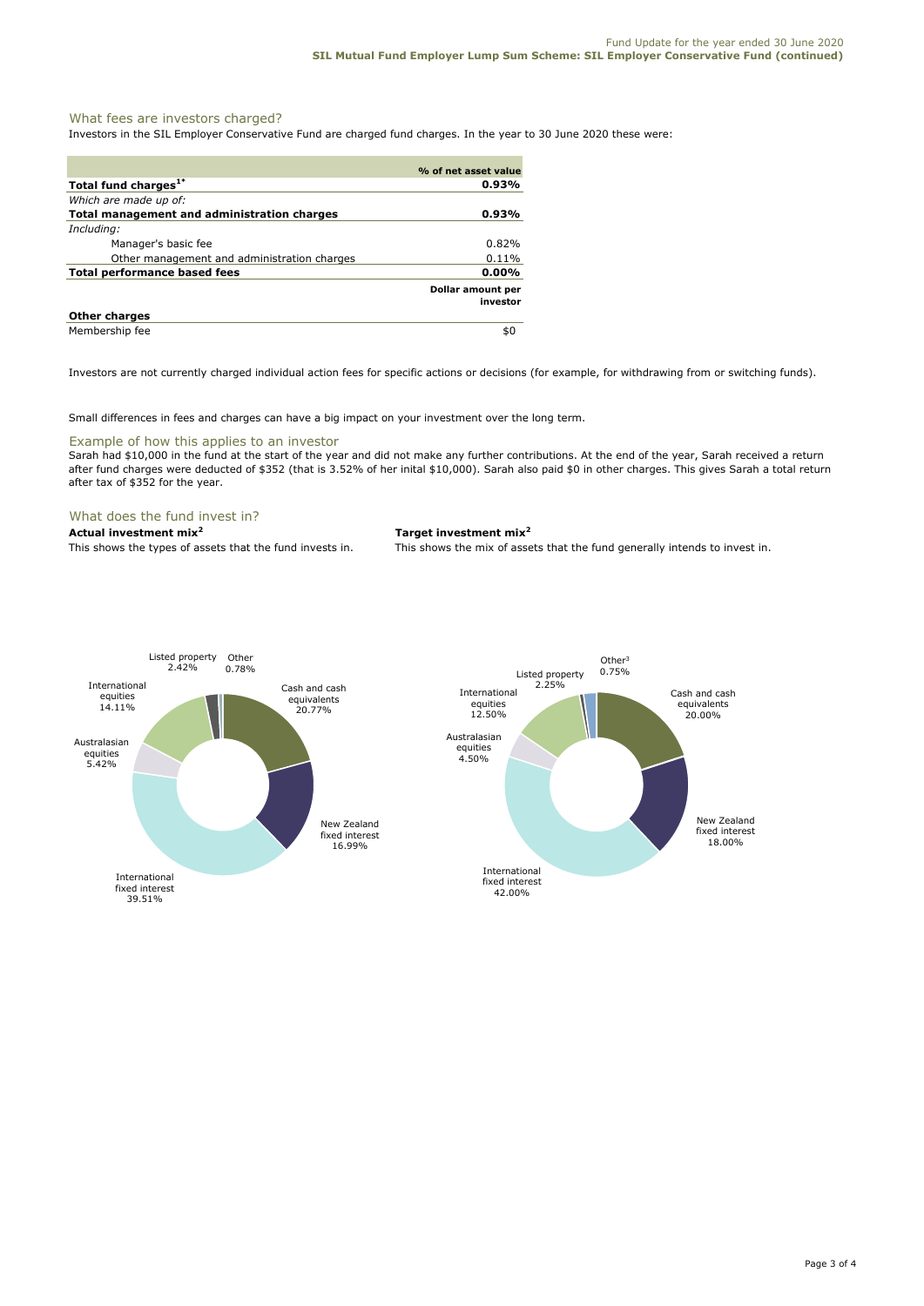## What fees are investors charged?

Investors in the SIL Employer Conservative Fund are charged fund charges. In the year to 30 June 2020 these were:

| | % of net asset value |
|---|---|
| **Total fund charges[1*]** | **0.93%** |
| *Which are made up of:* | |
| **Total management and administration charges** | **0.93%** |
| *Including:* | |
| Manager's basic fee | 0.82% |
| Other management and administration charges | 0.11% |
| **Total performance based fees** | **0.00%** |
| | **Dollar amount per investor** |
| **Other charges** | |
| Membership fee | $0 |

Investors are not currently charged individual action fees for specific actions or decisions (for example, for withdrawing from or switching funds).

Small differences in fees and charges can have a big impact on your investment over the long term.

### Example of how this applies to an investor

Sarah had $10,000 in the fund at the start of the year and did not make any further contributions. At the end of the year, Sarah received a return after fund charges were deducted of $352 (that is 3.52% of her inital $10,000). Sarah also paid $0 in other charges. This gives Sarah a total return after tax of $352 for the year.

## What does the fund invest in?

**Actual investment mix[2]**

This shows the types of assets that the fund invests in.

| Asset | % |
|---|---|
| Cash and cash equivalents | 20.77% |
| New Zealand fixed interest | 16.99% |
| International fixed interest | 39.51% |
| Australasian equities | 5.42% |
| International equities | 14.11% |
| Listed property | 2.42% |
| Other | 0.78% |

**Target investment mix[2]**

This shows the mix of assets that the fund generally intends to invest in.

| Asset | % |
|---|---|
| Cash and cash equivalents | 20.00% |
| New Zealand fixed interest | 18.00% |
| International fixed interest | 42.00% |
| Australasian equities | 4.50% |
| International equities | 12.50% |
| Listed property | 2.25% |
| Other[3] | 0.75% |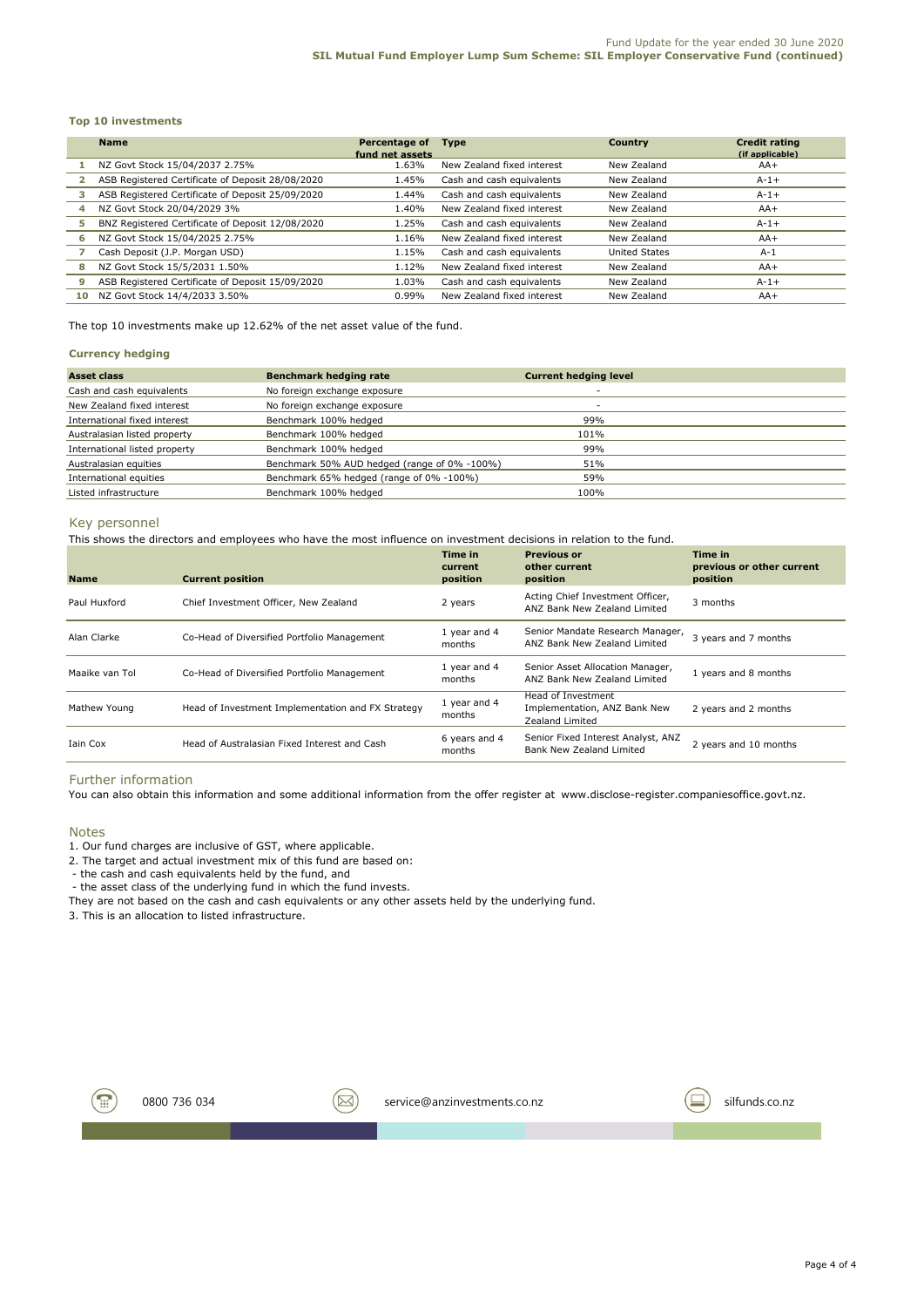### Top 10 investments

| | Name | Percentage of fund net assets | Type | Country | Credit rating (if applicable) |
|---|---|---|---|---|---|
| 1 | NZ Govt Stock 15/04/2037 2.75% | 1.63% | New Zealand fixed interest | New Zealand | AA+ |
| 2 | ASB Registered Certificate of Deposit 28/08/2020 | 1.45% | Cash and cash equivalents | New Zealand | A-1+ |
| 3 | ASB Registered Certificate of Deposit 25/09/2020 | 1.44% | Cash and cash equivalents | New Zealand | A-1+ |
| 4 | NZ Govt Stock 20/04/2029 3% | 1.40% | New Zealand fixed interest | New Zealand | AA+ |
| 5 | BNZ Registered Certificate of Deposit 12/08/2020 | 1.25% | Cash and cash equivalents | New Zealand | A-1+ |
| 6 | NZ Govt Stock 15/04/2025 2.75% | 1.16% | New Zealand fixed interest | New Zealand | AA+ |
| 7 | Cash Deposit (J.P. Morgan USD) | 1.15% | Cash and cash equivalents | United States | A-1 |
| 8 | NZ Govt Stock 15/5/2031 1.50% | 1.12% | New Zealand fixed interest | New Zealand | AA+ |
| 9 | ASB Registered Certificate of Deposit 15/09/2020 | 1.03% | Cash and cash equivalents | New Zealand | A-1+ |
| 10 | NZ Govt Stock 14/4/2033 3.50% | 0.99% | New Zealand fixed interest | New Zealand | AA+ |

The top 10 investments make up 12.62% of the net asset value of the fund.

### Currency hedging

| Asset class | Benchmark hedging rate | Current hedging level |
|---|---|---|
| Cash and cash equivalents | No foreign exchange exposure | - |
| New Zealand fixed interest | No foreign exchange exposure | - |
| International fixed interest | Benchmark 100% hedged | 99% |
| Australasian listed property | Benchmark 100% hedged | 101% |
| International listed property | Benchmark 100% hedged | 99% |
| Australasian equities | Benchmark 50% AUD hedged (range of 0% -100%) | 51% |
| International equities | Benchmark 65% hedged (range of 0% -100%) | 59% |
| Listed infrastructure | Benchmark 100% hedged | 100% |

## Key personnel

This shows the directors and employees who have the most influence on investment decisions in relation to the fund.

| Name | Current position | Time in current position | Previous or other current position | Time in previous or other current position |
|---|---|---|---|---|
| Paul Huxford | Chief Investment Officer, New Zealand | 2 years | Acting Chief Investment Officer, ANZ Bank New Zealand Limited | 3 months |
| Alan Clarke | Co-Head of Diversified Portfolio Management | 1 year and 4 months | Senior Mandate Research Manager, ANZ Bank New Zealand Limited | 3 years and 7 months |
| Maaike van Tol | Co-Head of Diversified Portfolio Management | 1 year and 4 months | Senior Asset Allocation Manager, ANZ Bank New Zealand Limited | 1 years and 8 months |
| Mathew Young | Head of Investment Implementation and FX Strategy | 1 year and 4 months | Head of Investment Implementation, ANZ Bank New Zealand Limited | 2 years and 2 months |
| Iain Cox | Head of Australasian Fixed Interest and Cash | 6 years and 4 months | Senior Fixed Interest Analyst, ANZ Bank New Zealand Limited | 2 years and 10 months |

## Further information

You can also obtain this information and some additional information from the offer register at www.disclose-register.companiesoffice.govt.nz.

## Notes

1. Our fund charges are inclusive of GST, where applicable.
2. The target and actual investment mix of this fund are based on:
 - the cash and cash equivalents held by the fund, and
 - the asset class of the underlying fund in which the fund invests.

They are not based on the cash and cash equivalents or any other assets held by the underlying fund.

3. This is an allocation to listed infrastructure.

0800 736 034 service@anzinvestments.co.nz silfunds.co.nz